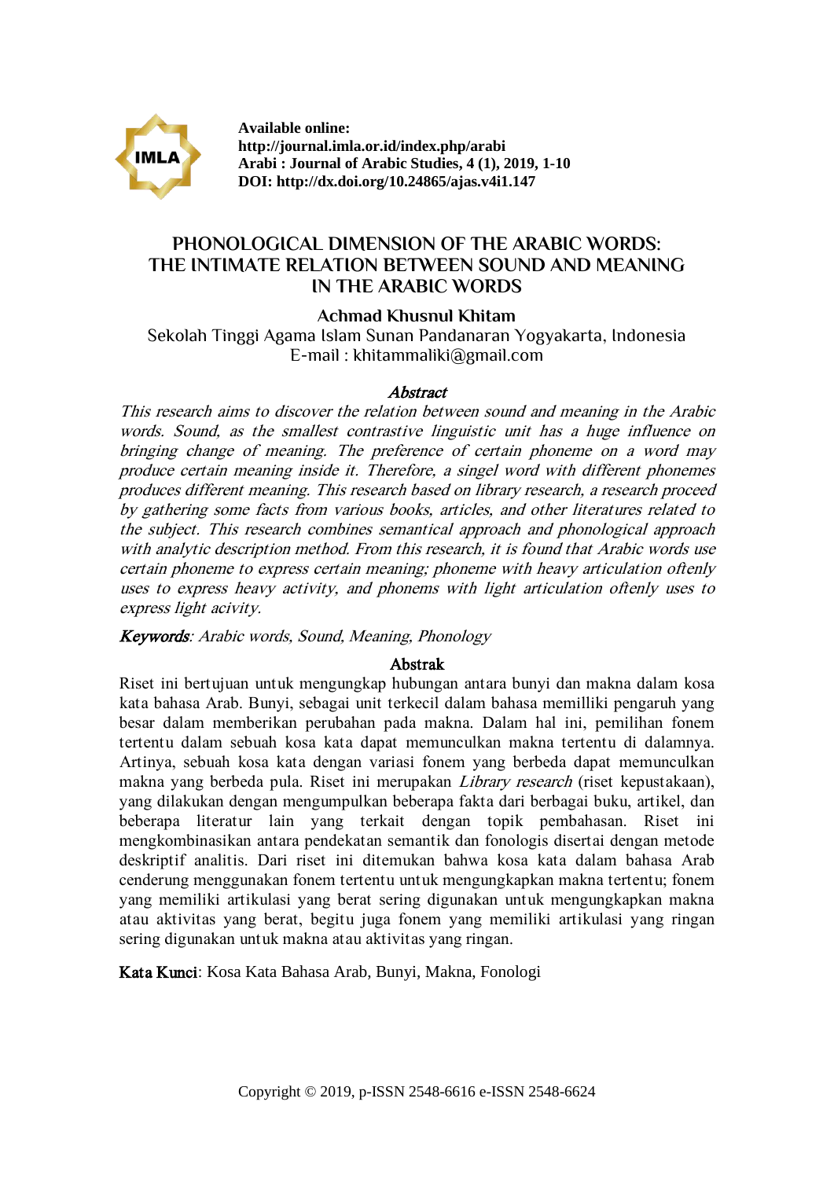**Available online:**
**http://journal.imla.or.id/index.php/arabi**
**Arabi : Journal of Arabic Studies, 4 (1), 2019, 1-10**
**DOI: http://dx.doi.org/10.24865/ajas.v4i1.147**

# PHONOLOGICAL DIMENSION OF THE ARABIC WORDS: THE INTIMATE RELATION BETWEEN SOUND AND MEANING IN THE ARABIC WORDS

**Achmad Khusnul Khitam**

Sekolah Tinggi Agama Islam Sunan Pandanaran Yogyakarta, Indonesia
E-mail : khitammaliki@gmail.com

## *Abstract*

*This research aims to discover the relation between sound and meaning in the Arabic words. Sound, as the smallest contrastive linguistic unit has a huge influence on bringing change of meaning. The preference of certain phoneme on a word may produce certain meaning inside it. Therefore, a singel word with different phonemes produces different meaning. This research based on library research, a research proceed by gathering some facts from various books, articles, and other literatures related to the subject. This research combines semantical approach and phonological approach with analytic description method. From this research, it is found that Arabic words use certain phoneme to express certain meaning; phoneme with heavy articulation oftenly uses to express heavy activity, and phonems with light articulation oftenly uses to express light acivity.*

***Keywords****: Arabic words, Sound, Meaning, Phonology*

## Abstrak

Riset ini bertujuan untuk mengungkap hubungan antara bunyi dan makna dalam kosa kata bahasa Arab. Bunyi, sebagai unit terkecil dalam bahasa memilliki pengaruh yang besar dalam memberikan perubahan pada makna. Dalam hal ini, pemilihan fonem tertentu dalam sebuah kosa kata dapat memunculkan makna tertentu di dalamnya. Artinya, sebuah kosa kata dengan variasi fonem yang berbeda dapat memunculkan makna yang berbeda pula. Riset ini merupakan *Library research* (riset kepustakaan), yang dilakukan dengan mengumpulkan beberapa fakta dari berbagai buku, artikel, dan beberapa literatur lain yang terkait dengan topik pembahasan. Riset ini mengkombinasikan antara pendekatan semantik dan fonologis disertai dengan metode deskriptif analitis. Dari riset ini ditemukan bahwa kosa kata dalam bahasa Arab cenderung menggunakan fonem tertentu untuk mengungkapkan makna tertentu; fonem yang memiliki artikulasi yang berat sering digunakan untuk mengungkapkan makna atau aktivitas yang berat, begitu juga fonem yang memiliki artikulasi yang ringan sering digunakan untuk makna atau aktivitas yang ringan.

**Kata Kunci**: Kosa Kata Bahasa Arab, Bunyi, Makna, Fonologi

Copyright © 2019, p-ISSN 2548-6616 e-ISSN 2548-6624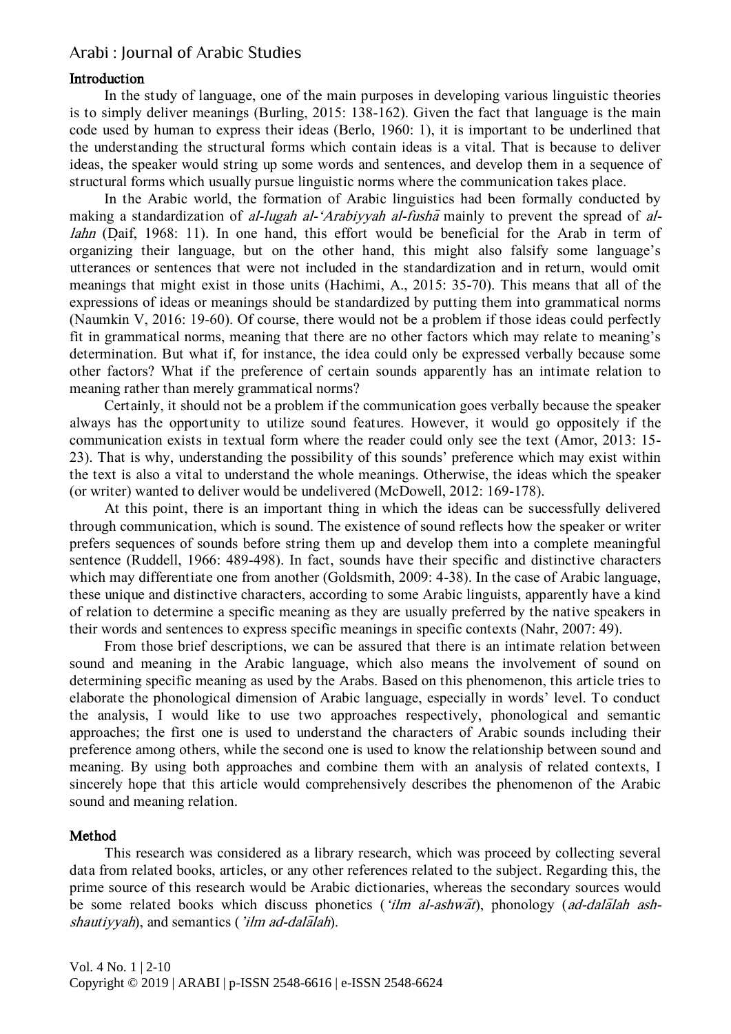## Introduction

In the study of language, one of the main purposes in developing various linguistic theories is to simply deliver meanings (Burling, 2015: 138-162). Given the fact that language is the main code used by human to express their ideas (Berlo, 1960: 1), it is important to be underlined that the understanding the structural forms which contain ideas is a vital. That is because to deliver ideas, the speaker would string up some words and sentences, and develop them in a sequence of structural forms which usually pursue linguistic norms where the communication takes place.

In the Arabic world, the formation of Arabic linguistics had been formally conducted by making a standardization of *al-lugah al-'Arabiyyah al-fushā* mainly to prevent the spread of *al-lahn* (Ḍaif, 1968: 11). In one hand, this effort would be beneficial for the Arab in term of organizing their language, but on the other hand, this might also falsify some language's utterances or sentences that were not included in the standardization and in return, would omit meanings that might exist in those units (Hachimi, A., 2015: 35-70). This means that all of the expressions of ideas or meanings should be standardized by putting them into grammatical norms (Naumkin V, 2016: 19-60). Of course, there would not be a problem if those ideas could perfectly fit in grammatical norms, meaning that there are no other factors which may relate to meaning's determination. But what if, for instance, the idea could only be expressed verbally because some other factors? What if the preference of certain sounds apparently has an intimate relation to meaning rather than merely grammatical norms?

Certainly, it should not be a problem if the communication goes verbally because the speaker always has the opportunity to utilize sound features. However, it would go oppositely if the communication exists in textual form where the reader could only see the text (Amor, 2013: 15-23). That is why, understanding the possibility of this sounds' preference which may exist within the text is also a vital to understand the whole meanings. Otherwise, the ideas which the speaker (or writer) wanted to deliver would be undelivered (McDowell, 2012: 169-178).

At this point, there is an important thing in which the ideas can be successfully delivered through communication, which is sound. The existence of sound reflects how the speaker or writer prefers sequences of sounds before string them up and develop them into a complete meaningful sentence (Ruddell, 1966: 489-498). In fact, sounds have their specific and distinctive characters which may differentiate one from another (Goldsmith, 2009: 4-38). In the case of Arabic language, these unique and distinctive characters, according to some Arabic linguists, apparently have a kind of relation to determine a specific meaning as they are usually preferred by the native speakers in their words and sentences to express specific meanings in specific contexts (Nahr, 2007: 49).

From those brief descriptions, we can be assured that there is an intimate relation between sound and meaning in the Arabic language, which also means the involvement of sound on determining specific meaning as used by the Arabs. Based on this phenomenon, this article tries to elaborate the phonological dimension of Arabic language, especially in words' level. To conduct the analysis, I would like to use two approaches respectively, phonological and semantic approaches; the first one is used to understand the characters of Arabic sounds including their preference among others, while the second one is used to know the relationship between sound and meaning. By using both approaches and combine them with an analysis of related contexts, I sincerely hope that this article would comprehensively describes the phenomenon of the Arabic sound and meaning relation.

## Method

This research was considered as a library research, which was proceed by collecting several data from related books, articles, or any other references related to the subject. Regarding this, the prime source of this research would be Arabic dictionaries, whereas the secondary sources would be some related books which discuss phonetics (*'ilm al-ashwāt*), phonology (*ad-dalālah ash-shautiyyah*), and semantics (*'ilm ad-dalālah*).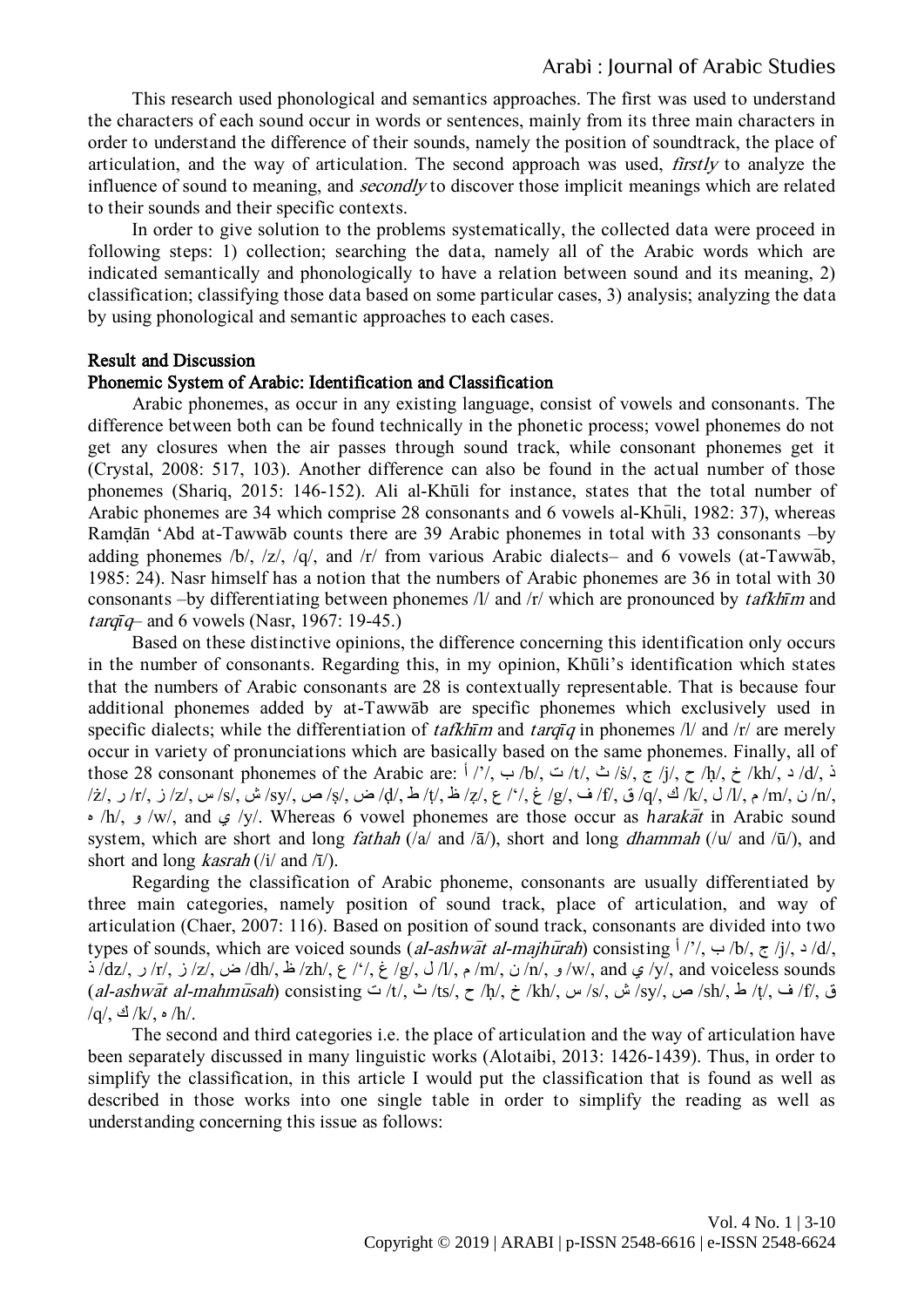This research used phonological and semantics approaches. The first was used to understand the characters of each sound occur in words or sentences, mainly from its three main characters in order to understand the difference of their sounds, namely the position of soundtrack, the place of articulation, and the way of articulation. The second approach was used, *firstly* to analyze the influence of sound to meaning, and *secondly* to discover those implicit meanings which are related to their sounds and their specific contexts.

In order to give solution to the problems systematically, the collected data were proceed in following steps: 1) collection; searching the data, namely all of the Arabic words which are indicated semantically and phonologically to have a relation between sound and its meaning, 2) classification; classifying those data based on some particular cases, 3) analysis; analyzing the data by using phonological and semantic approaches to each cases.

## Result and Discussion

### Phonemic System of Arabic: Identification and Classification

Arabic phonemes, as occur in any existing language, consist of vowels and consonants. The difference between both can be found technically in the phonetic process; vowel phonemes do not get any closures when the air passes through sound track, while consonant phonemes get it (Crystal, 2008: 517, 103). Another difference can also be found in the actual number of those phonemes (Shariq, 2015: 146-152). Ali al-Khūli for instance, states that the total number of Arabic phonemes are 34 which comprise 28 consonants and 6 vowels al-Khūli, 1982: 37), whereas Ramḍān ʻAbd at-Tawwāb counts there are 39 Arabic phonemes in total with 33 consonants –by adding phonemes /b/, /z/, /q/, and /r/ from various Arabic dialects– and 6 vowels (at-Tawwāb, 1985: 24). Nasr himself has a notion that the numbers of Arabic phonemes are 36 in total with 30 consonants –by differentiating between phonemes /l/ and /r/ which are pronounced by *tafkhīm* and *tarqīq*– and 6 vowels (Nasr, 1967: 19-45.)

Based on these distinctive opinions, the difference concerning this identification only occurs in the number of consonants. Regarding this, in my opinion, Khūli's identification which states that the numbers of Arabic consonants are 28 is contextually representable. That is because four additional phonemes added by at-Tawwāb are specific phonemes which exclusively used in specific dialects; while the differentiation of *tafkhīm* and *tarqīq* in phonemes /l/ and /r/ are merely occur in variety of pronunciations which are basically based on the same phonemes. Finally, all of those 28 consonant phonemes of the Arabic are: أ /'/, ب /b/, ت /t/, ث /ṡ/, ج /j/, ح /ḥ/, خ /kh/, د /d/, ذ /ż/, ر /r/, ز /z/, س /s/, ش /sy/, ص /ṣ/, ض /ḍ/, ط /ṭ/, ظ /ẓ/, ع /ʻ/, غ /g/, ف /f/, ق /q/, ك /k/, ل /l/, م /m/, ن /n/, ه /h/, و /w/, and ي /y/. Whereas 6 vowel phonemes are those occur as *harakāt* in Arabic sound system, which are short and long *fathah* (/a/ and /ā/), short and long *dhammah* (/u/ and /ū/), and short and long *kasrah* (/i/ and /ī/).

Regarding the classification of Arabic phoneme, consonants are usually differentiated by three main categories, namely position of sound track, place of articulation, and way of articulation (Chaer, 2007: 116). Based on position of sound track, consonants are divided into two types of sounds, which are voiced sounds (*al-ashwāt al-majhūrah*) consisting أ /'/, ب /b/, ج /j/, د /d/, ذ /dz/, ر /r/, ز /z/, ض /dh/, ظ /zh/, ع /ʻ/, غ /g/, ل /l/, م /m/, ن /n/, و /w/, and ي /y/, and voiceless sounds (*al-ashwāt al-mahmūsah*) consisting ت /t/, ث /ts/, ح /ḥ/, خ /kh/, س /s/, ش /sy/, ص /sh/, ط /ṭ/, ف /f/, ق /q/, ك /k/, ه /h/.

The second and third categories i.e. the place of articulation and the way of articulation have been separately discussed in many linguistic works (Alotaibi, 2013: 1426-1439). Thus, in order to simplify the classification, in this article I would put the classification that is found as well as described in those works into one single table in order to simplify the reading as well as understanding concerning this issue as follows: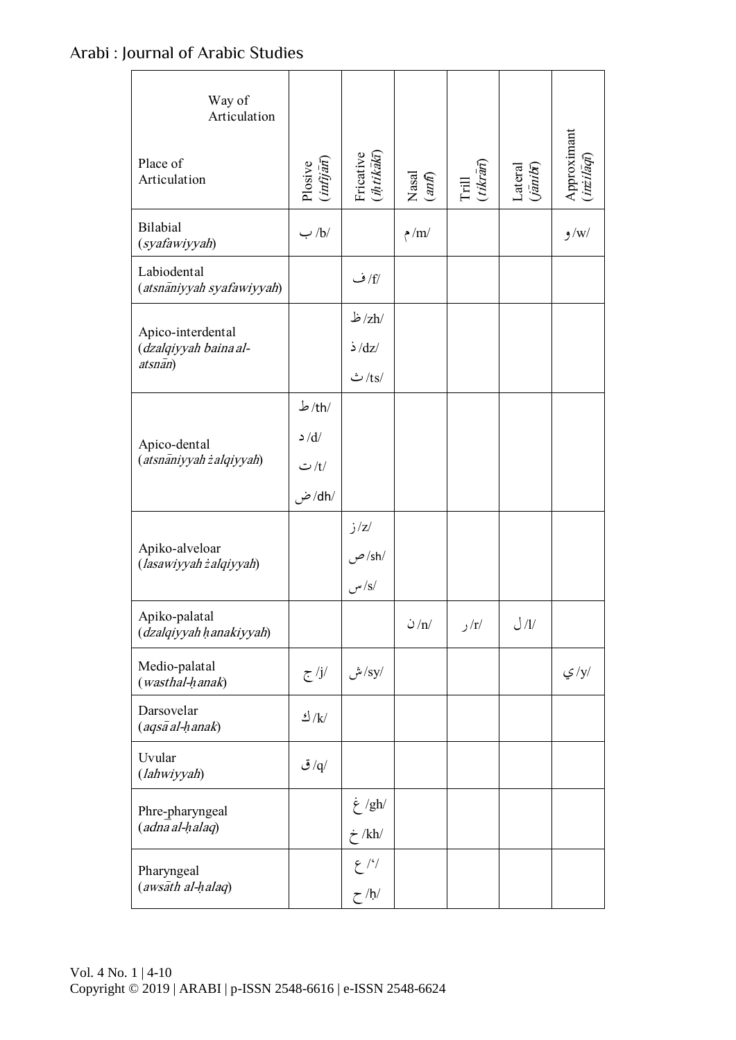| Way of Articulation / Place of Articulation | Plosive (*infijārī*) | Fricative (*iḥtikākī*) | Nasal (*anfī*) | Trill (*tikrārī*) | Lateral (*jānibī*) | Approximant (*inzilāqī*) |
|---|---|---|---|---|---|---|
| Bilabial (*syafawiyyah*) | ب /b/ | | م /m/ | | | و /w/ |
| Labiodental (*atsnāniyyah syafawiyyah*) | | ف /f/ | | | | |
| Apico-interdental (*dzalqiyyah baina al-atsnān*) | | ظ /zh/ ذ /dz/ ث /ts/ | | | | |
| Apico-dental (*atsnāniyyah żalqiyyah*) | ط /th/ د /d/ ت /t/ ض /dh/ | | | | | |
| Apiko-alveloar (*lasawiyyah żalqiyyah*) | | ز /z/ ص /sh/ س /s/ | | | | |
| Apiko-palatal (*dzalqiyyah ḥanakiyyah*) | | | ن /n/ | ر /r/ | ل /l/ | |
| Medio-palatal (*wasthal-ḥanak*) | ج /j/ | ش /sy/ | | | | ي /y/ |
| Darsovelar (*aqsā al-ḥanak*) | ك /k/ | | | | | |
| Uvular (*lahwiyyah*) | ق /q/ | | | | | |
| Phre-pharyngeal (*adna al-ḥalaq*) | | غ /gh/ خ /kh/ | | | | |
| Pharyngeal (*awsāth al-ḥalaq*) | | ع /'/ ح /ḥ/ | | | | |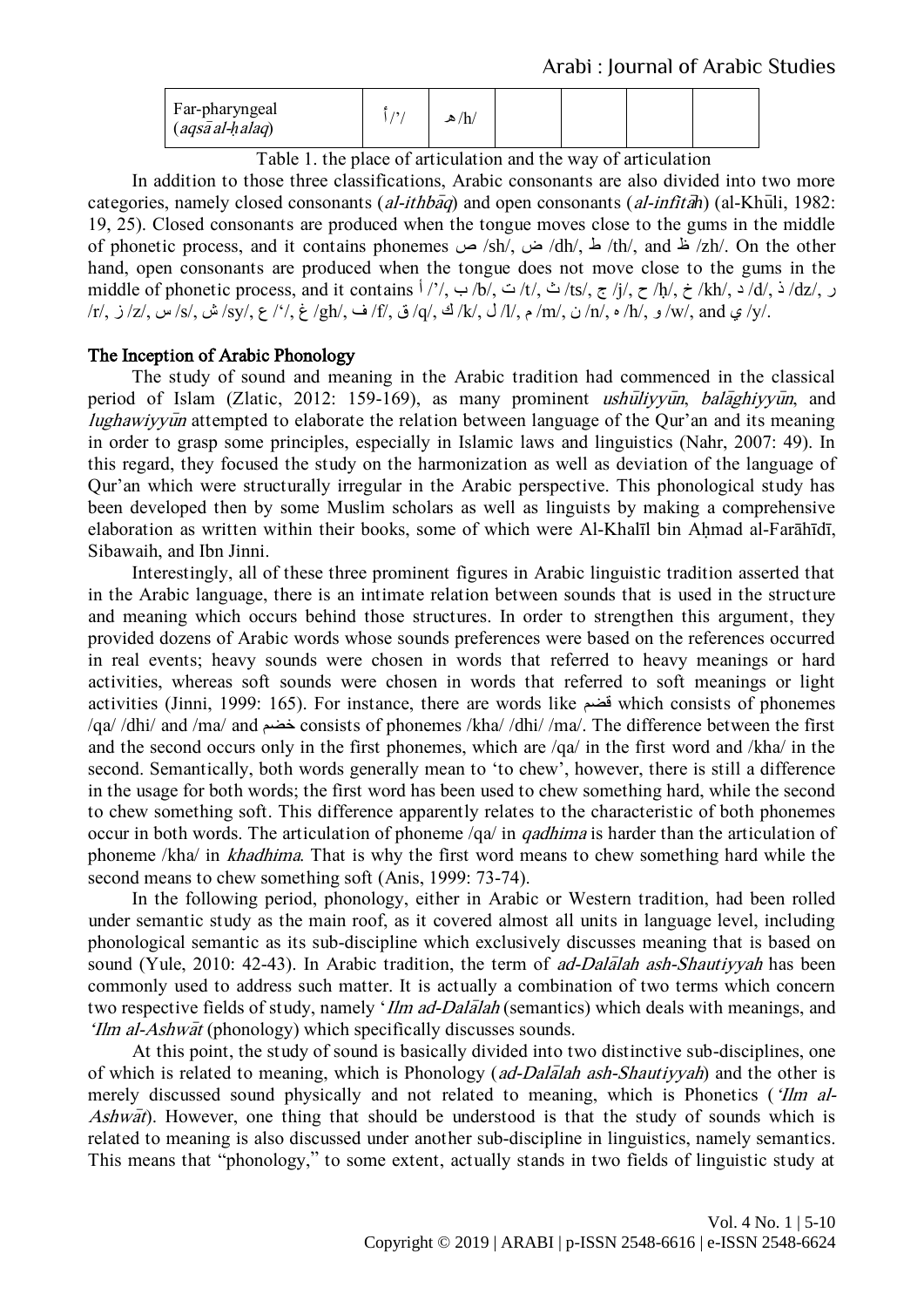| Far-pharyngeal (*aqsā al-ḥalaq*) | أ /'/ | هـ /h/ | | | | |
|---|---|---|---|---|---|---|

Table 1. the place of articulation and the way of articulation

In addition to those three classifications, Arabic consonants are also divided into two more categories, namely closed consonants (*al-ithbāq*) and open consonants (*al-infitāh*) (al-Khūli, 1982: 19, 25). Closed consonants are produced when the tongue moves close to the gums in the middle of phonetic process, and it contains phonemes ص /sh/, ض /dh/, ط /th/, and ظ /zh/. On the other hand, open consonants are produced when the tongue does not move close to the gums in the middle of phonetic process, and it contains أ /'/, ب /b/, ت /t/, ث /ts/, ج /j/, ح /ḥ/, خ /kh/, د /d/, ذ /dz/, ر /r/, ز /z/, س /s/, ش /sy/, ع /'/, غ /gh/, ف /f/, ق /q/, ك /k/, ل /l/, م /m/, ن /n/, ه /h/, و /w/, and ي /y/.

## The Inception of Arabic Phonology

The study of sound and meaning in the Arabic tradition had commenced in the classical period of Islam (Zlatic, 2012: 159-169), as many prominent *ushūliyyūn*, *balāghiyyūn*, and *lughawiyyūn* attempted to elaborate the relation between language of the Qur'an and its meaning in order to grasp some principles, especially in Islamic laws and linguistics (Nahr, 2007: 49). In this regard, they focused the study on the harmonization as well as deviation of the language of Qur'an which were structurally irregular in the Arabic perspective. This phonological study has been developed then by some Muslim scholars as well as linguists by making a comprehensive elaboration as written within their books, some of which were Al-Khalīl bin Aḥmad al-Farāhīdī, Sibawaih, and Ibn Jinni.

Interestingly, all of these three prominent figures in Arabic linguistic tradition asserted that in the Arabic language, there is an intimate relation between sounds that is used in the structure and meaning which occurs behind those structures. In order to strengthen this argument, they provided dozens of Arabic words whose sounds preferences were based on the references occurred in real events; heavy sounds were chosen in words that referred to heavy meanings or hard activities, whereas soft sounds were chosen in words that referred to soft meanings or light activities (Jinni, 1999: 165). For instance, there are words like قضم which consists of phonemes /qa/ /dhi/ and /ma/ and خضم consists of phonemes /kha/ /dhi/ /ma/. The difference between the first and the second occurs only in the first phonemes, which are /qa/ in the first word and /kha/ in the second. Semantically, both words generally mean to 'to chew', however, there is still a difference in the usage for both words; the first word has been used to chew something hard, while the second to chew something soft. This difference apparently relates to the characteristic of both phonemes occur in both words. The articulation of phoneme /qa/ in *qadhima* is harder than the articulation of phoneme /kha/ in *khadhima*. That is why the first word means to chew something hard while the second means to chew something soft (Anis, 1999: 73-74).

In the following period, phonology, either in Arabic or Western tradition, had been rolled under semantic study as the main roof, as it covered almost all units in language level, including phonological semantic as its sub-discipline which exclusively discusses meaning that is based on sound (Yule, 2010: 42-43). In Arabic tradition, the term of *ad-Dalālah ash-Shautiyyah* has been commonly used to address such matter. It is actually a combination of two terms which concern two respective fields of study, namely '*Ilm ad-Dalālah* (semantics) which deals with meanings, and *'Ilm al-Ashwāt* (phonology) which specifically discusses sounds.

At this point, the study of sound is basically divided into two distinctive sub-disciplines, one of which is related to meaning, which is Phonology (*ad-Dalālah ash-Shautiyyah*) and the other is merely discussed sound physically and not related to meaning, which is Phonetics (*'Ilm al-Ashwāt*). However, one thing that should be understood is that the study of sounds which is related to meaning is also discussed under another sub-discipline in linguistics, namely semantics. This means that "phonology," to some extent, actually stands in two fields of linguistic study at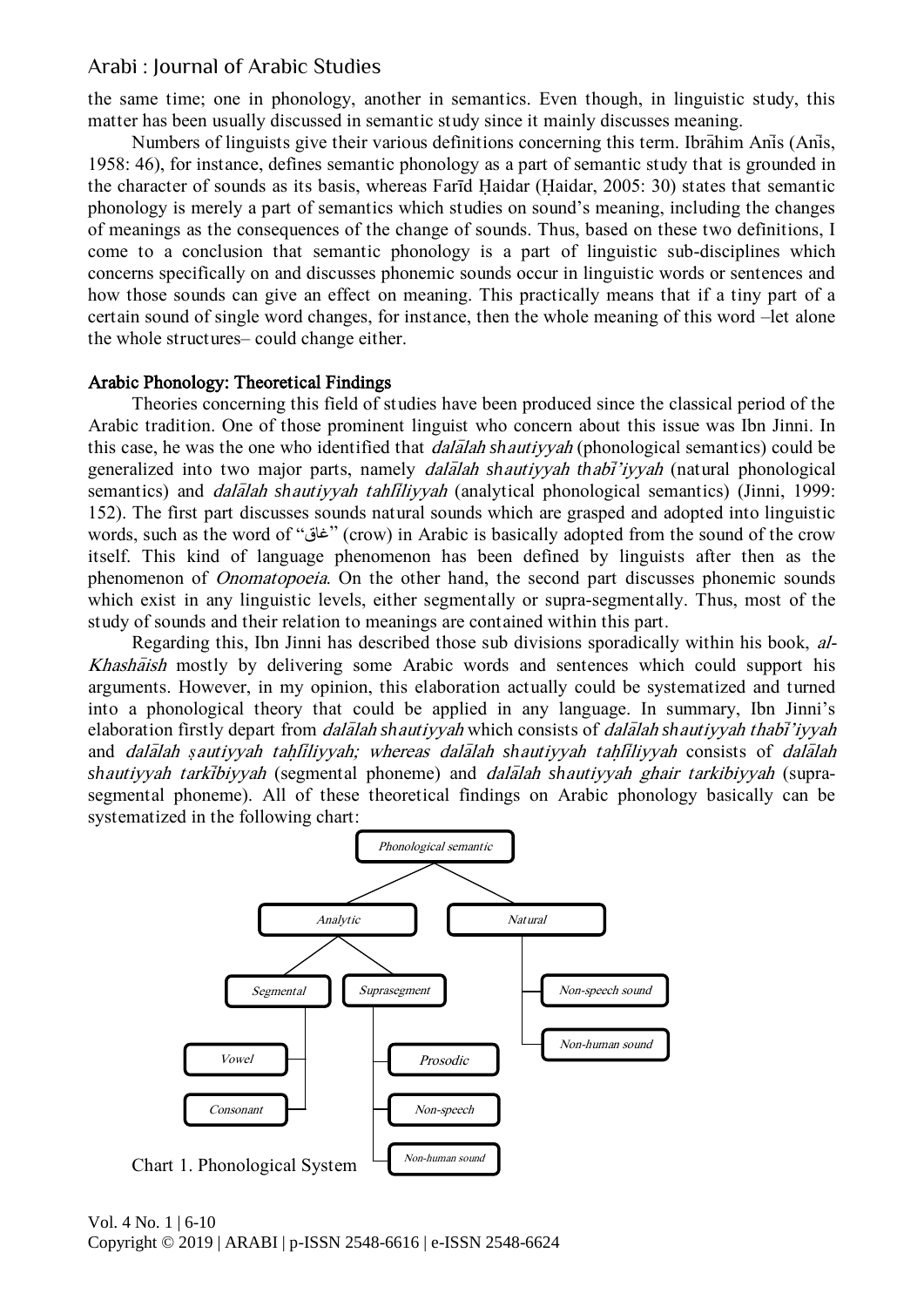the same time; one in phonology, another in semantics. Even though, in linguistic study, this matter has been usually discussed in semantic study since it mainly discusses meaning.

Numbers of linguists give their various definitions concerning this term. Ibrāhim Anīs (Anīs, 1958: 46), for instance, defines semantic phonology as a part of semantic study that is grounded in the character of sounds as its basis, whereas Farīd Ḥaidar (Ḥaidar, 2005: 30) states that semantic phonology is merely a part of semantics which studies on sound's meaning, including the changes of meanings as the consequences of the change of sounds. Thus, based on these two definitions, I come to a conclusion that semantic phonology is a part of linguistic sub-disciplines which concerns specifically on and discusses phonemic sounds occur in linguistic words or sentences and how those sounds can give an effect on meaning. This practically means that if a tiny part of a certain sound of single word changes, for instance, then the whole meaning of this word –let alone the whole structures– could change either.

## Arabic Phonology: Theoretical Findings

Theories concerning this field of studies have been produced since the classical period of the Arabic tradition. One of those prominent linguist who concern about this issue was Ibn Jinni. In this case, he was the one who identified that *dalālah shautiyyah* (phonological semantics) could be generalized into two major parts, namely *dalālah shautiyyah thabī'iyyah* (natural phonological semantics) and *dalālah shautiyyah tahlīliyyah* (analytical phonological semantics) (Jinni, 1999: 152). The first part discusses sounds natural sounds which are grasped and adopted into linguistic words, such as the word of "غاق" (crow) in Arabic is basically adopted from the sound of the crow itself. This kind of language phenomenon has been defined by linguists after then as the phenomenon of *Onomatopoeia*. On the other hand, the second part discusses phonemic sounds which exist in any linguistic levels, either segmentally or supra-segmentally. Thus, most of the study of sounds and their relation to meanings are contained within this part.

Regarding this, Ibn Jinni has described those sub divisions sporadically within his book, *al-Khashāish* mostly by delivering some Arabic words and sentences which could support his arguments. However, in my opinion, this elaboration actually could be systematized and turned into a phonological theory that could be applied in any language. In summary, Ibn Jinni's elaboration firstly depart from *dalālah shautiyyah* which consists of *dalālah shautiyyah thabī'iyyah* and *dalālah ṣautiyyah taḥlīliyyah; whereas dalālah shautiyyah taḥlīliyyah* consists of *dalālah shautiyyah tarkībiyyah* (segmental phoneme) and *dalālah shautiyyah ghair tarkibiyyah* (supra-segmental phoneme). All of these theoretical findings on Arabic phonology basically can be systematized in the following chart:

- *Phonological semantic*
  - *Analytic*
    - *Segmental*
      - *Vowel*
      - *Consonant*
    - *Suprasegment*
      - *Prosodic*
      - *Non-speech*
      - *Non-human sound*
  - *Natural*
    - *Non-speech sound*
    - *Non-human sound*

Chart 1. Phonological System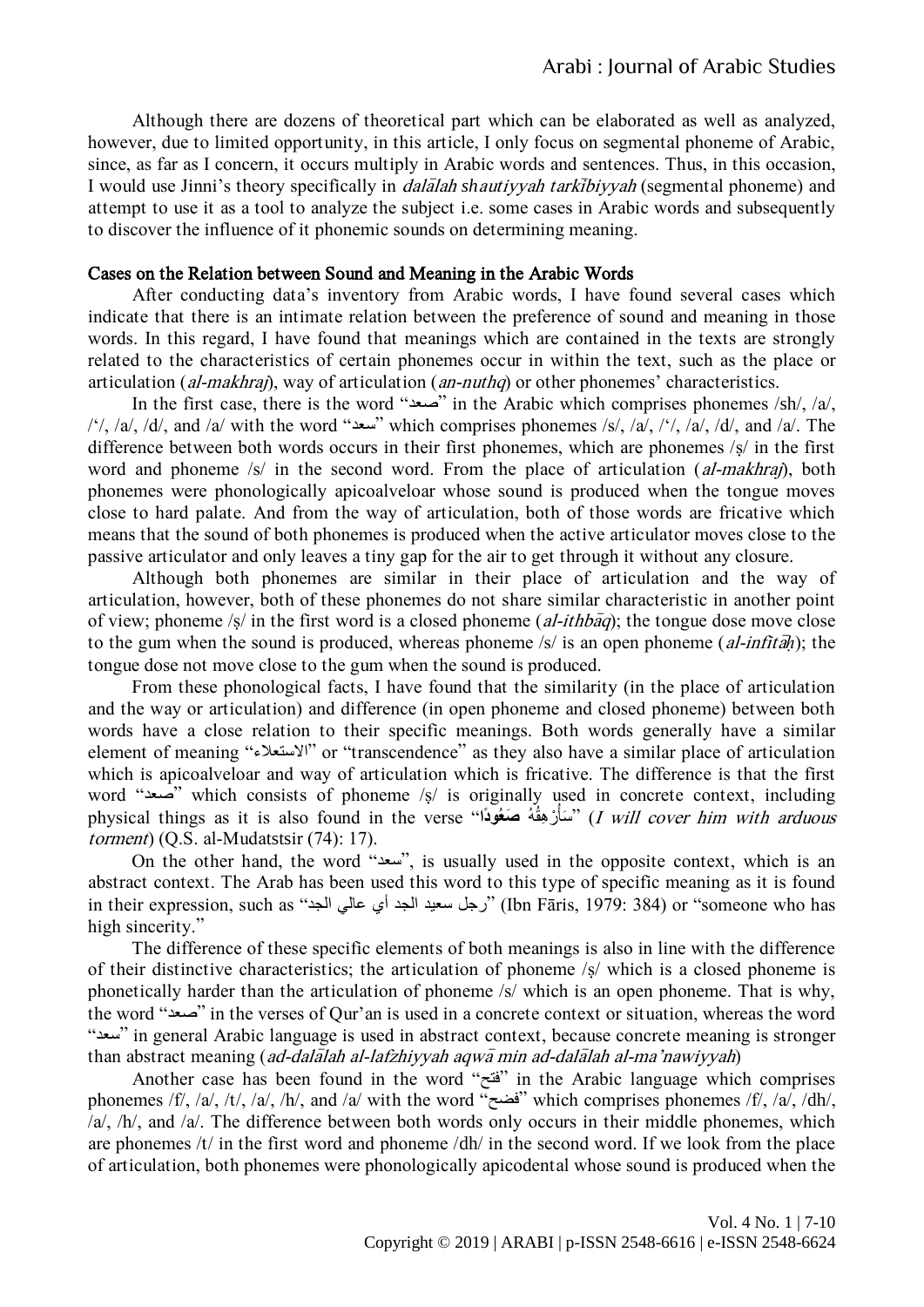Although there are dozens of theoretical part which can be elaborated as well as analyzed, however, due to limited opportunity, in this article, I only focus on segmental phoneme of Arabic, since, as far as I concern, it occurs multiply in Arabic words and sentences. Thus, in this occasion, I would use Jinni's theory specifically in *dalālah shautiyyah tarkībiyyah* (segmental phoneme) and attempt to use it as a tool to analyze the subject i.e. some cases in Arabic words and subsequently to discover the influence of it phonemic sounds on determining meaning.

**Cases on the Relation between Sound and Meaning in the Arabic Words**

After conducting data's inventory from Arabic words, I have found several cases which indicate that there is an intimate relation between the preference of sound and meaning in those words. In this regard, I have found that meanings which are contained in the texts are strongly related to the characteristics of certain phonemes occur in within the text, such as the place or articulation (*al-makhraj*), way of articulation (*an-nuthq*) or other phonemes' characteristics.

In the first case, there is the word "صعد" in the Arabic which comprises phonemes /sh/, /a/, /'/, /a/, /d/, and /a/ with the word "سعد" which comprises phonemes /s/, /a/, /'/, /a/, /d/, and /a/. The difference between both words occurs in their first phonemes, which are phonemes /ṣ/ in the first word and phoneme /s/ in the second word. From the place of articulation (*al-makhraj*), both phonemes were phonologically apicoalveloar whose sound is produced when the tongue moves close to hard palate. And from the way of articulation, both of those words are fricative which means that the sound of both phonemes is produced when the active articulator moves close to the passive articulator and only leaves a tiny gap for the air to get through it without any closure.

Although both phonemes are similar in their place of articulation and the way of articulation, however, both of these phonemes do not share similar characteristic in another point of view; phoneme /ṣ/ in the first word is a closed phoneme (*al-ithbāq*); the tongue dose move close to the gum when the sound is produced, whereas phoneme /s/ is an open phoneme (*al-infitāḥ*); the tongue dose not move close to the gum when the sound is produced.

From these phonological facts, I have found that the similarity (in the place of articulation and the way or articulation) and difference (in open phoneme and closed phoneme) between both words have a close relation to their specific meanings. Both words generally have a similar element of meaning "الاستعلاء" or "transcendence" as they also have a similar place of articulation which is apicoalveloar and way of articulation which is fricative. The difference is that the first word "صعد" which consists of phoneme /ṣ/ is originally used in concrete context, including physical things as it is also found in the verse "**سَأُرْهِقُهُ صَعُودًا**" (*I will cover him with arduous torment*) (Q.S. al-Mudatstsir (74): 17).

On the other hand, the word "سعد", is usually used in the opposite context, which is an abstract context. The Arab has been used this word to this type of specific meaning as it is found in their expression, such as "رجل سعيد الجد أي عالي الجد" (Ibn Fāris, 1979: 384) or "someone who has high sincerity."

The difference of these specific elements of both meanings is also in line with the difference of their distinctive characteristics; the articulation of phoneme /ṣ/ which is a closed phoneme is phonetically harder than the articulation of phoneme /s/ which is an open phoneme. That is why, the word "صعد" in the verses of Qur'an is used in a concrete context or situation, whereas the word "سعد" in general Arabic language is used in abstract context, because concrete meaning is stronger than abstract meaning (*ad-dalālah al-lafzhiyyah aqwā min ad-dalālah al-ma'nawiyyah*)

Another case has been found in the word "فتح" in the Arabic language which comprises phonemes /f/, /a/, /t/, /a/, /h/, and /a/ with the word "فضح" which comprises phonemes /f/, /a/, /dh/, /a/, /h/, and /a/. The difference between both words only occurs in their middle phonemes, which are phonemes /t/ in the first word and phoneme /dh/ in the second word. If we look from the place of articulation, both phonemes were phonologically apicodental whose sound is produced when the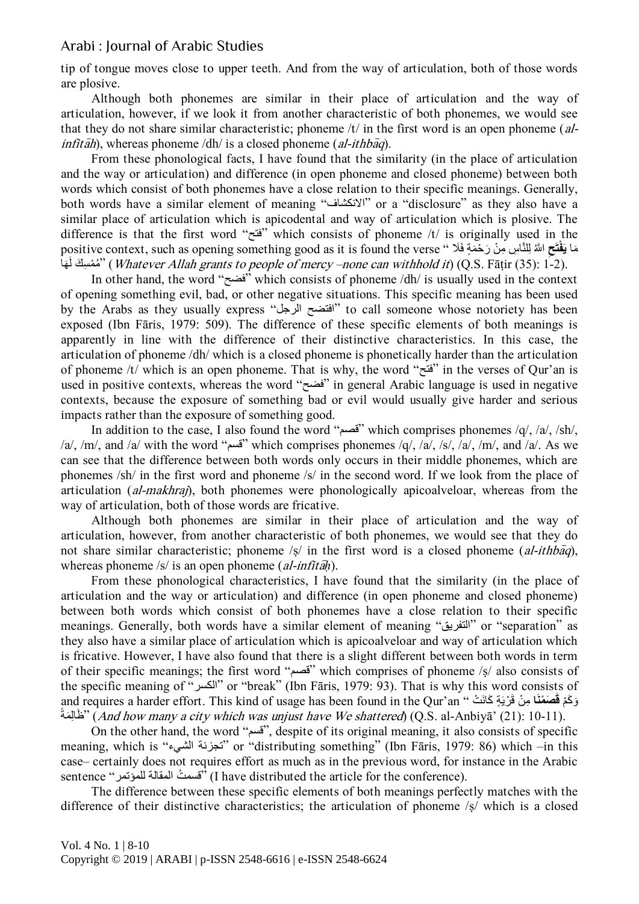tip of tongue moves close to upper teeth. And from the way of articulation, both of those words are plosive.

Although both phonemes are similar in their place of articulation and the way of articulation, however, if we look it from another characteristic of both phonemes, we would see that they do not share similar characteristic; phoneme /t/ in the first word is an open phoneme (*al-infitāḥ*), whereas phoneme /dh/ is a closed phoneme (*al-ithbāq*).

From these phonological facts, I have found that the similarity (in the place of articulation and the way or articulation) and difference (in open phoneme and closed phoneme) between both words which consist of both phonemes have a close relation to their specific meanings. Generally, both words have a similar element of meaning "الانكشاف" or a "disclosure" as they also have a similar place of articulation which is apicodental and way of articulation which is plosive. The difference is that the first word "فتح" which consists of phoneme /t/ is originally used in the positive context, such as opening something good as it is found the verse " مَا **يَفْتَحِ** اللهُ لِلنَّاسِ مِنْ رَحْمَةٍ فَلَا مُمْسِكَ لَهَا" (*Whatever Allah grants to people of mercy –none can withhold it*) (Q.S. Fāṭir (35): 1-2).

In other hand, the word "فضح" which consists of phoneme /dh/ is usually used in the context of opening something evil, bad, or other negative situations. This specific meaning has been used by the Arabs as they usually express "افتضح الرجل" to call someone whose notoriety has been exposed (Ibn Fāris, 1979: 509). The difference of these specific elements of both meanings is apparently in line with the difference of their distinctive characteristics. In this case, the articulation of phoneme /dh/ which is a closed phoneme is phonetically harder than the articulation of phoneme /t/ which is an open phoneme. That is why, the word "فتح" in the verses of Qur'an is used in positive contexts, whereas the word "فضح" in general Arabic language is used in negative contexts, because the exposure of something bad or evil would usually give harder and serious impacts rather than the exposure of something good.

In addition to the case, I also found the word "قصم" which comprises phonemes /q/, /a/, /sh/, /a/, /m/, and /a/ with the word "قسم" which comprises phonemes /q/, /a/, /s/, /a/, /m/, and /a/. As we can see that the difference between both words only occurs in their middle phonemes, which are phonemes /sh/ in the first word and phoneme /s/ in the second word. If we look from the place of articulation (*al-makhraj*), both phonemes were phonologically apicoalveloar, whereas from the way of articulation, both of those words are fricative.

Although both phonemes are similar in their place of articulation and the way of articulation, however, from another characteristic of both phonemes, we would see that they do not share similar characteristic; phoneme /ṣ/ in the first word is a closed phoneme (*al-ithbāq*), whereas phoneme /s/ is an open phoneme (*al-infitāḥ*).

From these phonological characteristics, I have found that the similarity (in the place of articulation and the way or articulation) and difference (in open phoneme and closed phoneme) between both words which consist of both phonemes have a close relation to their specific meanings. Generally, both words have a similar element of meaning "التفريق" or "separation" as they also have a similar place of articulation which is apicoalveloar and way of articulation which is fricative. However, I have also found that there is a slight different between both words in term of their specific meanings; the first word "قصم" which comprises of phoneme /ṣ/ also consists of the specific meaning of "الكسر" or "break" (Ibn Fāris, 1979: 93). That is why this word consists of and requires a harder effort. This kind of usage has been found in the Qur'an " وَكَمْ **قَصَمْنَا** مِنْ قَرْيَةٍ كَانَتْ ظَالِمَةً" (*And how many a city which was unjust have We shattered*) (Q.S. al-Anbiyā' (21): 10-11).

On the other hand, the word "قسم", despite of its original meaning, it also consists of specific meaning, which is "تجزئة الشيء" or "distributing something" (Ibn Fāris, 1979: 86) which –in this case– certainly does not requires effort as much as in the previous word, for instance in the Arabic sentence "قسمتُ المقالة للمؤتمر" (I have distributed the article for the conference).

The difference between these specific elements of both meanings perfectly matches with the difference of their distinctive characteristics; the articulation of phoneme /ṣ/ which is a closed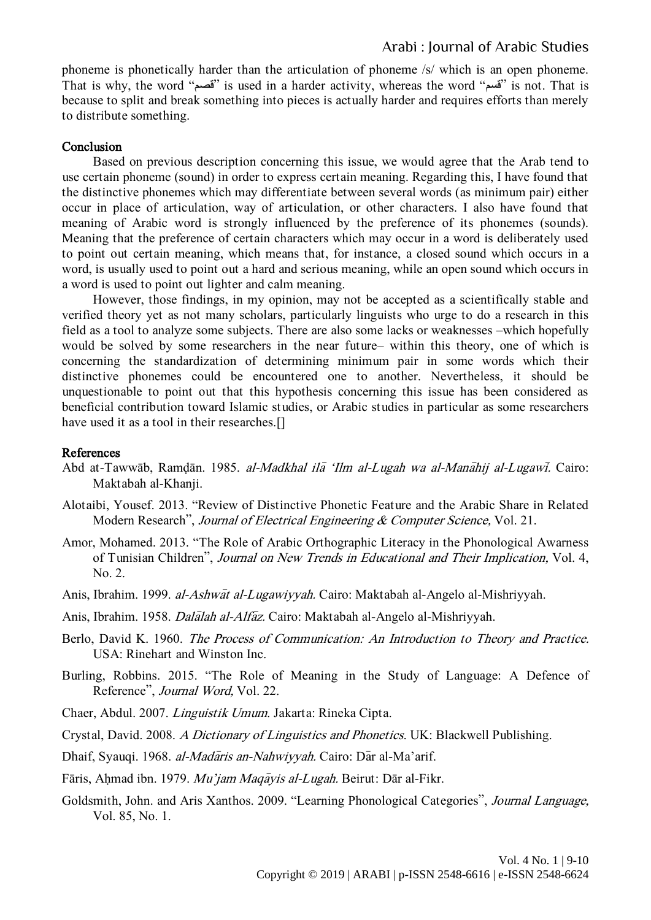phoneme is phonetically harder than the articulation of phoneme /s/ which is an open phoneme. That is why, the word "قصم" is used in a harder activity, whereas the word "قسم" is not. That is because to split and break something into pieces is actually harder and requires efforts than merely to distribute something.

## Conclusion

Based on previous description concerning this issue, we would agree that the Arab tend to use certain phoneme (sound) in order to express certain meaning. Regarding this, I have found that the distinctive phonemes which may differentiate between several words (as minimum pair) either occur in place of articulation, way of articulation, or other characters. I also have found that meaning of Arabic word is strongly influenced by the preference of its phonemes (sounds). Meaning that the preference of certain characters which may occur in a word is deliberately used to point out certain meaning, which means that, for instance, a closed sound which occurs in a word, is usually used to point out a hard and serious meaning, while an open sound which occurs in a word is used to point out lighter and calm meaning.

However, those findings, in my opinion, may not be accepted as a scientifically stable and verified theory yet as not many scholars, particularly linguists who urge to do a research in this field as a tool to analyze some subjects. There are also some lacks or weaknesses –which hopefully would be solved by some researchers in the near future– within this theory, one of which is concerning the standardization of determining minimum pair in some words which their distinctive phonemes could be encountered one to another. Nevertheless, it should be unquestionable to point out that this hypothesis concerning this issue has been considered as beneficial contribution toward Islamic studies, or Arabic studies in particular as some researchers have used it as a tool in their researches.[]

## References

Abd at-Tawwāb, Ramḍān. 1985. *al-Madkhal ilā 'Ilm al-Lugah wa al-Manāhij al-Lugawī.* Cairo: Maktabah al-Khanji.

Alotaibi, Yousef. 2013. "Review of Distinctive Phonetic Feature and the Arabic Share in Related Modern Research", *Journal of Electrical Engineering & Computer Science,* Vol. 21.

Amor, Mohamed. 2013. "The Role of Arabic Orthographic Literacy in the Phonological Awarness of Tunisian Children", *Journal on New Trends in Educational and Their Implication,* Vol. 4, No. 2.

Anis, Ibrahim. 1999. *al-Ashwāt al-Lugawiyyah.* Cairo: Maktabah al-Angelo al-Mishriyyah.

Anis, Ibrahim. 1958. *Dalālah al-Alfāz.* Cairo: Maktabah al-Angelo al-Mishriyyah.

Berlo, David K. 1960. *The Process of Communication: An Introduction to Theory and Practice.* USA: Rinehart and Winston Inc.

Burling, Robbins. 2015. "The Role of Meaning in the Study of Language: A Defence of Reference", *Journal Word,* Vol. 22.

Chaer, Abdul. 2007. *Linguistik Umum.* Jakarta: Rineka Cipta.

Crystal, David. 2008. *A Dictionary of Linguistics and Phonetics.* UK: Blackwell Publishing.

Dhaif, Syauqi. 1968. *al-Madāris an-Nahwiyyah.* Cairo: Dār al-Ma'arif.

Fāris, Aḥmad ibn. 1979. *Mu'jam Maqāyis al-Lugah.* Beirut: Dār al-Fikr.

Goldsmith, John. and Aris Xanthos. 2009. "Learning Phonological Categories", *Journal Language,* Vol. 85, No. 1.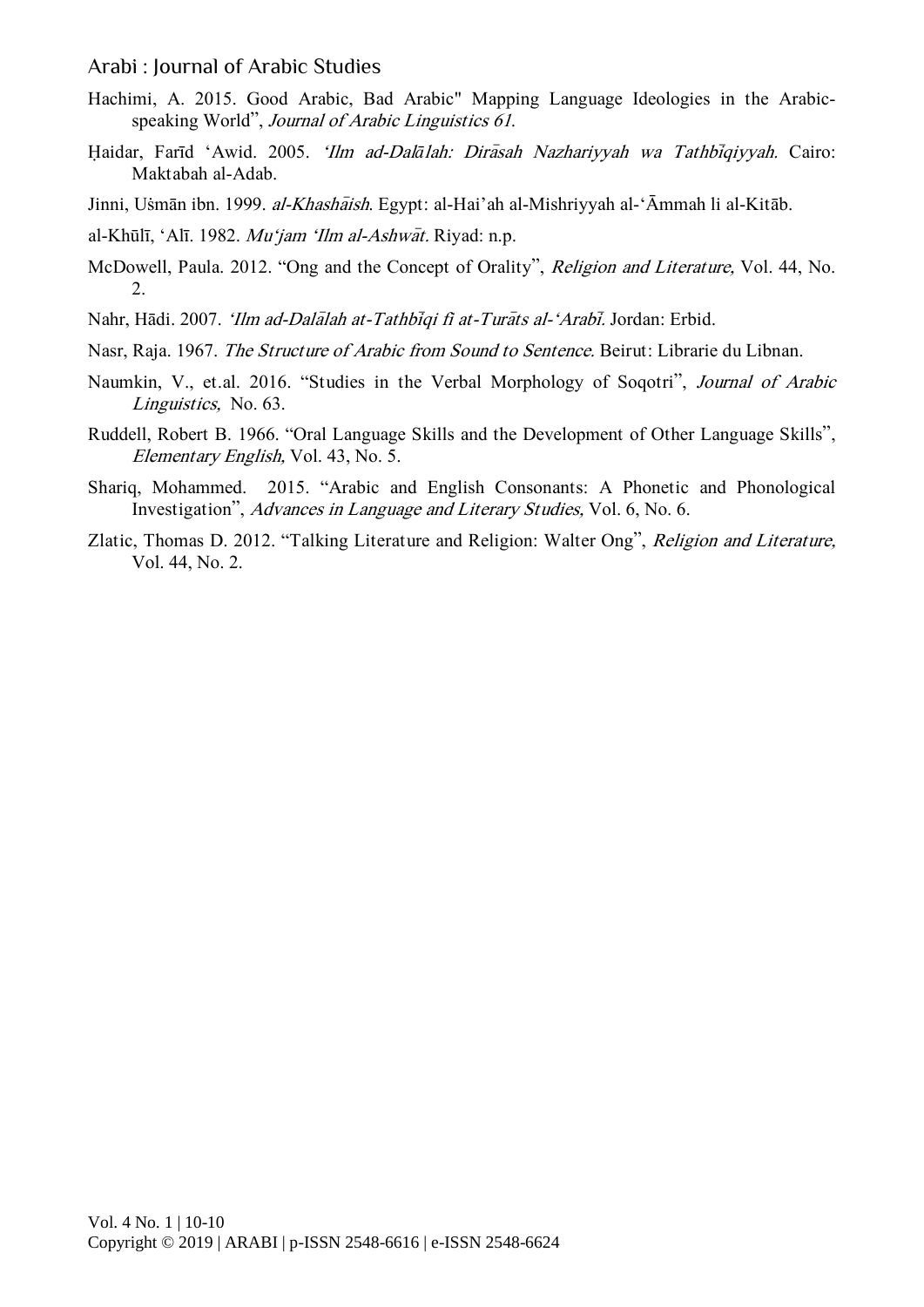Hachimi, A. 2015. Good Arabic, Bad Arabic" Mapping Language Ideologies in the Arabic-speaking World", *Journal of Arabic Linguistics 61.*

Ḥaidar, Farīd 'Awid. 2005. *'Ilm ad-Dalālah: Dirāsah Nazhariyyah wa Tathbīqiyyah.* Cairo: Maktabah al-Adab.

Jinni, Uṡmān ibn. 1999. *al-Khashāish*. Egypt: al-Hai'ah al-Mishriyyah al-'Āmmah li al-Kitāb.

al-Khūlī, 'Alī. 1982. *Mu'jam 'Ilm al-Ashwāt*. Riyad: n.p.

McDowell, Paula. 2012. "Ong and the Concept of Orality", *Religion and Literature,* Vol. 44, No. 2.

Nahr, Hādi. 2007. *'Ilm ad-Dalālah at-Tathbīqi fi at-Turāts al-'Arabī.* Jordan: Erbid.

Nasr, Raja. 1967. *The Structure of Arabic from Sound to Sentence.* Beirut: Librarie du Libnan.

Naumkin, V., et.al. 2016. "Studies in the Verbal Morphology of Soqotri", *Journal of Arabic Linguistics,* No. 63.

Ruddell, Robert B. 1966. "Oral Language Skills and the Development of Other Language Skills", *Elementary English,* Vol. 43, No. 5.

Shariq, Mohammed. 2015. "Arabic and English Consonants: A Phonetic and Phonological Investigation", *Advances in Language and Literary Studies,* Vol. 6, No. 6.

Zlatic, Thomas D. 2012. "Talking Literature and Religion: Walter Ong", *Religion and Literature,* Vol. 44, No. 2.